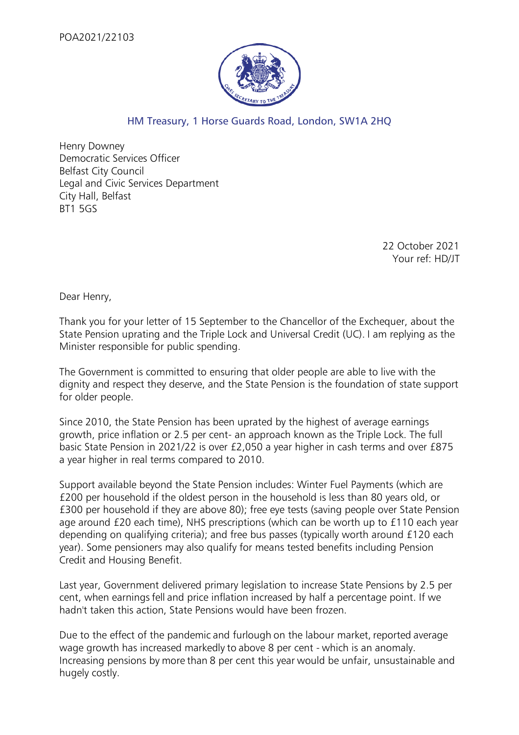POA2021/22103

HM Treasury, 1 Horse Guards Road, London, SW1A 2HQ

Henry Downey
Democratic Services Officer
Belfast City Council
Legal and Civic Services Department
City Hall, Belfast
BT1 5GS

22 October 2021
Your ref: HD/JT

Dear Henry,

Thank you for your letter of 15 September to the Chancellor of the Exchequer, about the State Pension uprating and the Triple Lock and Universal Credit (UC). I am replying as the Minister responsible for public spending.

The Government is committed to ensuring that older people are able to live with the dignity and respect they deserve, and the State Pension is the foundation of state support for older people.

Since 2010, the State Pension has been uprated by the highest of average earnings growth, price inflation or 2.5 per cent- an approach known as the Triple Lock. The full basic State Pension in 2021/22 is over £2,050 a year higher in cash terms and over £875 a year higher in real terms compared to 2010.

Support available beyond the State Pension includes: Winter Fuel Payments (which are £200 per household if the oldest person in the household is less than 80 years old, or £300 per household if they are above 80); free eye tests (saving people over State Pension age around £20 each time), NHS prescriptions (which can be worth up to £110 each year depending on qualifying criteria); and free bus passes (typically worth around £120 each year). Some pensioners may also qualify for means tested benefits including Pension Credit and Housing Benefit.

Last year, Government delivered primary legislation to increase State Pensions by 2.5 per cent, when earnings fell and price inflation increased by half a percentage point. If we hadn't taken this action, State Pensions would have been frozen.

Due to the effect of the pandemic and furlough on the labour market, reported average wage growth has increased markedly to above 8 per cent - which is an anomaly. Increasing pensions by more than 8 per cent this year would be unfair, unsustainable and hugely costly.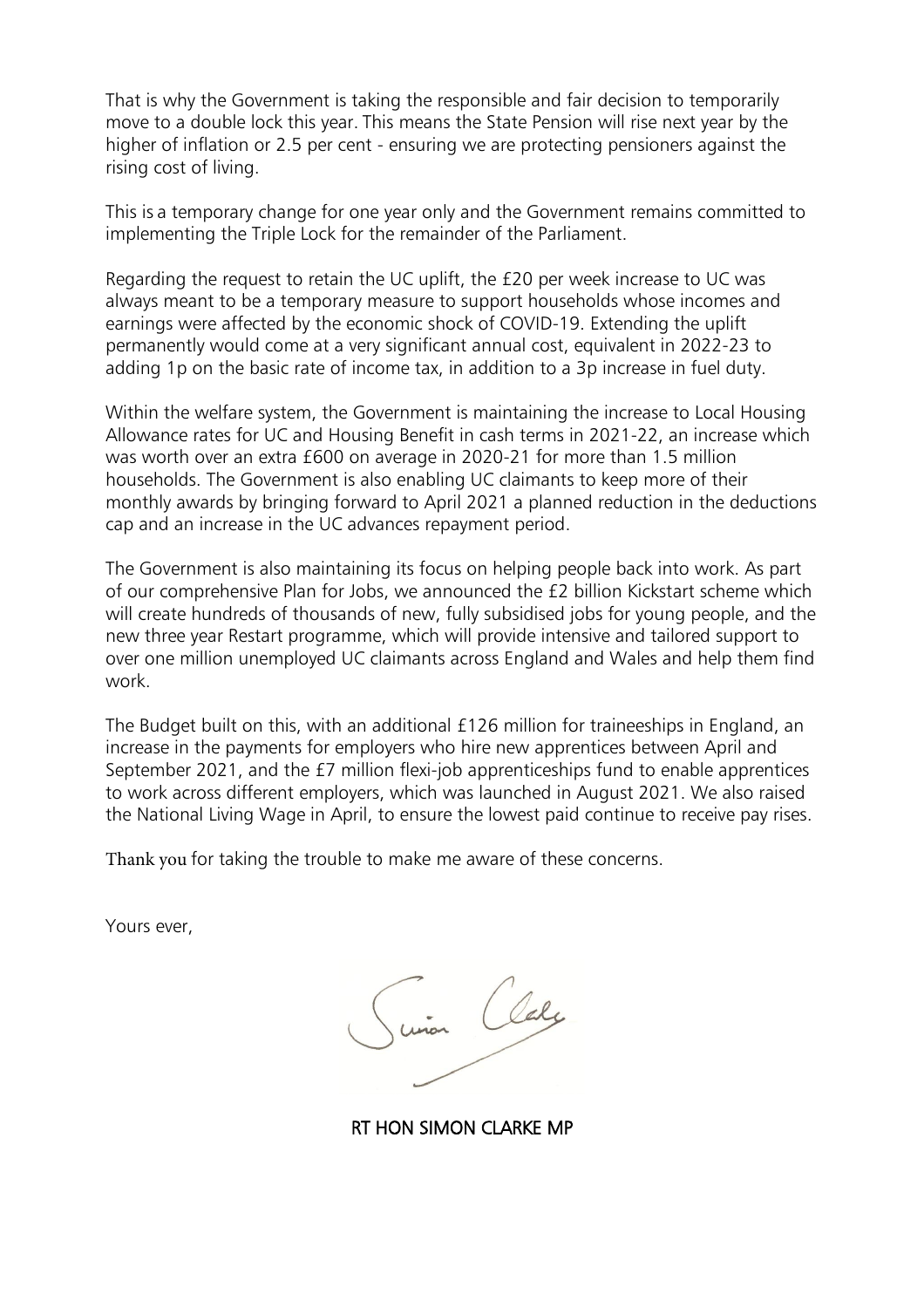That is why the Government is taking the responsible and fair decision to temporarily move to a double lock this year. This means the State Pension will rise next year by the higher of inflation or 2.5 per cent - ensuring we are protecting pensioners against the rising cost of living.

This is a temporary change for one year only and the Government remains committed to implementing the Triple Lock for the remainder of the Parliament.

Regarding the request to retain the UC uplift, the £20 per week increase to UC was always meant to be a temporary measure to support households whose incomes and earnings were affected by the economic shock of COVID-19. Extending the uplift permanently would come at a very significant annual cost, equivalent in 2022-23 to adding 1p on the basic rate of income tax, in addition to a 3p increase in fuel duty.

Within the welfare system, the Government is maintaining the increase to Local Housing Allowance rates for UC and Housing Benefit in cash terms in 2021-22, an increase which was worth over an extra £600 on average in 2020-21 for more than 1.5 million households. The Government is also enabling UC claimants to keep more of their monthly awards by bringing forward to April 2021 a planned reduction in the deductions cap and an increase in the UC advances repayment period.

The Government is also maintaining its focus on helping people back into work. As part of our comprehensive Plan for Jobs, we announced the £2 billion Kickstart scheme which will create hundreds of thousands of new, fully subsidised jobs for young people, and the new three year Restart programme, which will provide intensive and tailored support to over one million unemployed UC claimants across England and Wales and help them find work.

The Budget built on this, with an additional £126 million for traineeships in England, an increase in the payments for employers who hire new apprentices between April and September 2021, and the £7 million flexi-job apprenticeships fund to enable apprentices to work across different employers, which was launched in August 2021. We also raised the National Living Wage in April, to ensure the lowest paid continue to receive pay rises.

Thank you for taking the trouble to make me aware of these concerns.

Yours ever,

Simon Clarke

RT HON SIMON CLARKE MP